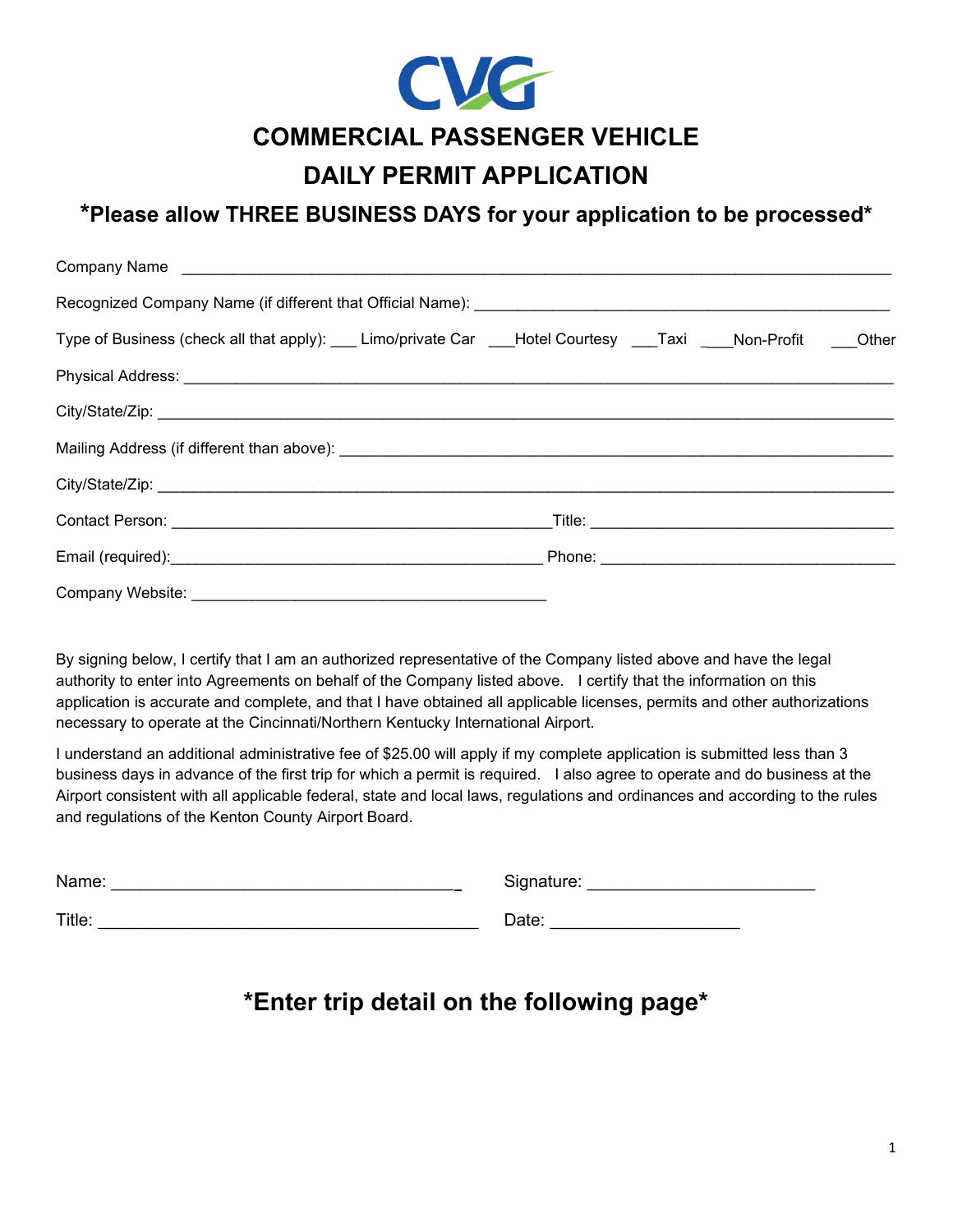# COMMERCIAL PASSENGER VEHICLE

# DAILY PERMIT APPLICATION

### *Please allow THREE BUSINESS DAYS for your application to be processed*

Company Name ______________________________________________________________________________

Recognized Company Name (if different that Official Name): ___________________________________________

Type of Business (check all that apply): ___ Limo/private Car ___Hotel Courtesy ___Taxi ____Non-Profit ___Other

Physical Address: ___________________________________________________________________________

City/State/Zip: ______________________________________________________________________________

Mailing Address (if different than above): ________________________________________________________

City/State/Zip: ______________________________________________________________________________

Contact Person: ____________________________________________Title: __________________________________

Email (required):___________________________________________ Phone: _________________________________

Company Website: ________________________________________

By signing below, I certify that I am an authorized representative of the Company listed above and have the legal authority to enter into Agreements on behalf of the Company listed above. I certify that the information on this application is accurate and complete, and that I have obtained all applicable licenses, permits and other authorizations necessary to operate at the Cincinnati/Northern Kentucky International Airport.

I understand an additional administrative fee of $25.00 will apply if my complete application is submitted less than 3 business days in advance of the first trip for which a permit is required. I also agree to operate and do business at the Airport consistent with all applicable federal, state and local laws, regulations and ordinances and according to the rules and regulations of the Kenton County Airport Board.

Name: ____________________________________ Signature: ________________________

Title: ________________________________________ Date: ____________________

## *Enter trip detail on the following page*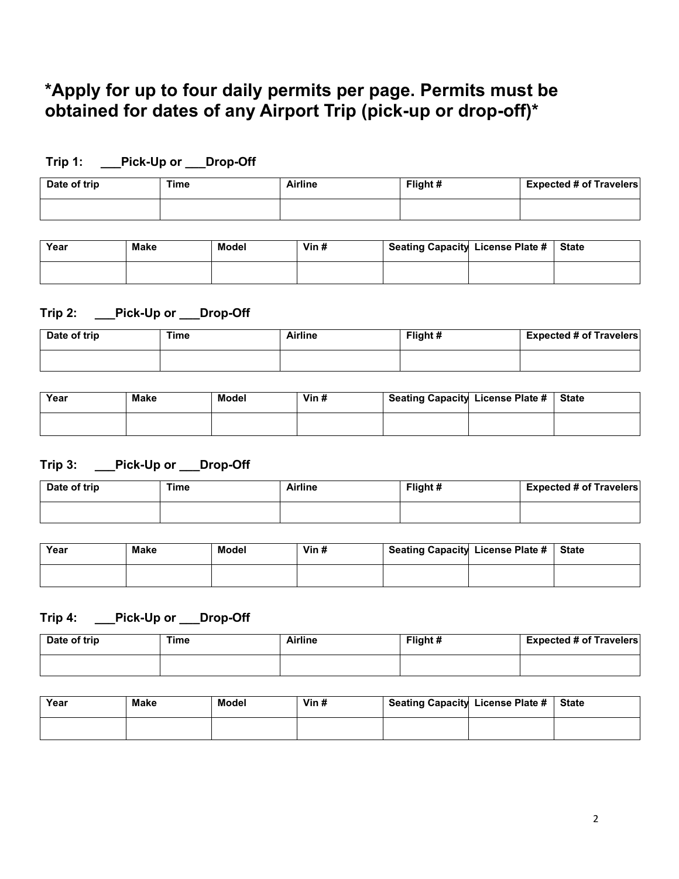## *Apply for up to four daily permits per page. Permits must be obtained for dates of any Airport Trip (pick-up or drop-off)*

**Trip 1: ___Pick-Up or ___Drop-Off**

| Date of trip | Time | Airline | Flight # | Expected # of Travelers |
|---|---|---|---|---|
| | | | | |

| Year | Make | Model | Vin # | Seating Capacity | License Plate # | State |
|---|---|---|---|---|---|---|
| | | | | | | |

**Trip 2: ___Pick-Up or ___Drop-Off**

| Date of trip | Time | Airline | Flight # | Expected # of Travelers |
|---|---|---|---|---|
| | | | | |

| Year | Make | Model | Vin # | Seating Capacity | License Plate # | State |
|---|---|---|---|---|---|---|
| | | | | | | |

**Trip 3: ___Pick-Up or ___Drop-Off**

| Date of trip | Time | Airline | Flight # | Expected # of Travelers |
|---|---|---|---|---|
| | | | | |

| Year | Make | Model | Vin # | Seating Capacity | License Plate # | State |
|---|---|---|---|---|---|---|
| | | | | | | |

**Trip 4: ___Pick-Up or ___Drop-Off**

| Date of trip | Time | Airline | Flight # | Expected # of Travelers |
|---|---|---|---|---|
| | | | | |

| Year | Make | Model | Vin # | Seating Capacity | License Plate # | State |
|---|---|---|---|---|---|---|
| | | | | | | |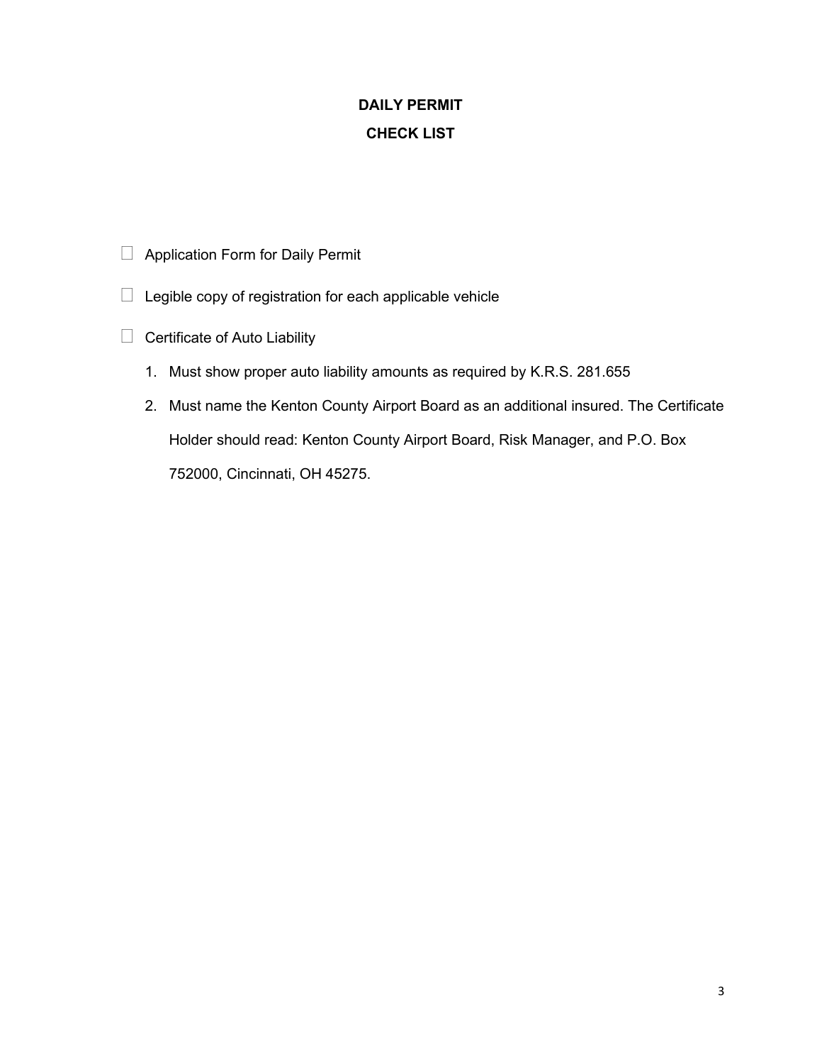# DAILY PERMIT

# CHECK LIST

- ☐ Application Form for Daily Permit
- ☐ Legible copy of registration for each applicable vehicle
- ☐ Certificate of Auto Liability
  1. Must show proper auto liability amounts as required by K.R.S. 281.655
  2. Must name the Kenton County Airport Board as an additional insured. The Certificate Holder should read: Kenton County Airport Board, Risk Manager, and P.O. Box 752000, Cincinnati, OH 45275.